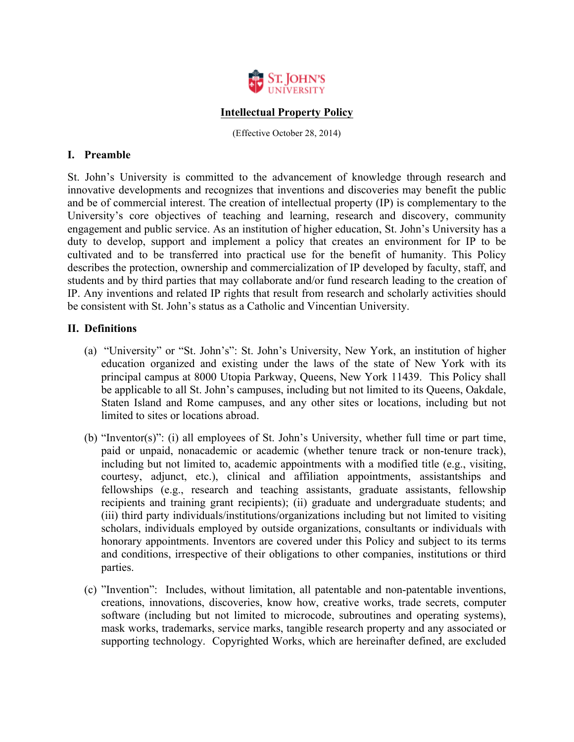# Intellectual Property Policy

(Effective October 28, 2014)

## I. Preamble

St. John's University is committed to the advancement of knowledge through research and innovative developments and recognizes that inventions and discoveries may benefit the public and be of commercial interest. The creation of intellectual property (IP) is complementary to the University's core objectives of teaching and learning, research and discovery, community engagement and public service. As an institution of higher education, St. John's University has a duty to develop, support and implement a policy that creates an environment for IP to be cultivated and to be transferred into practical use for the benefit of humanity. This Policy describes the protection, ownership and commercialization of IP developed by faculty, staff, and students and by third parties that may collaborate and/or fund research leading to the creation of IP. Any inventions and related IP rights that result from research and scholarly activities should be consistent with St. John's status as a Catholic and Vincentian University.

## II. Definitions

(a) "University" or "St. John's": St. John's University, New York, an institution of higher education organized and existing under the laws of the state of New York with its principal campus at 8000 Utopia Parkway, Queens, New York 11439. This Policy shall be applicable to all St. John's campuses, including but not limited to its Queens, Oakdale, Staten Island and Rome campuses, and any other sites or locations, including but not limited to sites or locations abroad.

(b) "Inventor(s)": (i) all employees of St. John's University, whether full time or part time, paid or unpaid, nonacademic or academic (whether tenure track or non-tenure track), including but not limited to, academic appointments with a modified title (e.g., visiting, courtesy, adjunct, etc.), clinical and affiliation appointments, assistantships and fellowships (e.g., research and teaching assistants, graduate assistants, fellowship recipients and training grant recipients); (ii) graduate and undergraduate students; and (iii) third party individuals/institutions/organizations including but not limited to visiting scholars, individuals employed by outside organizations, consultants or individuals with honorary appointments. Inventors are covered under this Policy and subject to its terms and conditions, irrespective of their obligations to other companies, institutions or third parties.

(c) "Invention": Includes, without limitation, all patentable and non-patentable inventions, creations, innovations, discoveries, know how, creative works, trade secrets, computer software (including but not limited to microcode, subroutines and operating systems), mask works, trademarks, service marks, tangible research property and any associated or supporting technology. Copyrighted Works, which are hereinafter defined, are excluded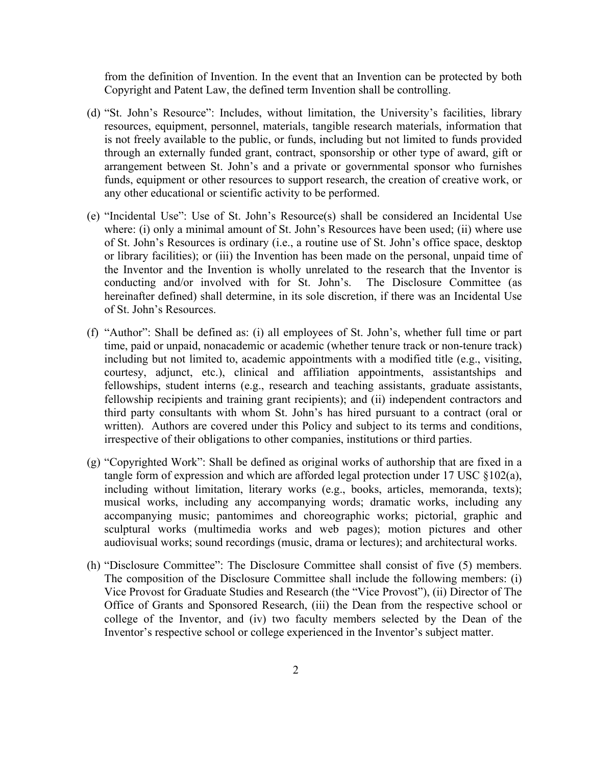from the definition of Invention. In the event that an Invention can be protected by both Copyright and Patent Law, the defined term Invention shall be controlling.

(d) "St. John's Resource": Includes, without limitation, the University's facilities, library resources, equipment, personnel, materials, tangible research materials, information that is not freely available to the public, or funds, including but not limited to funds provided through an externally funded grant, contract, sponsorship or other type of award, gift or arrangement between St. John's and a private or governmental sponsor who furnishes funds, equipment or other resources to support research, the creation of creative work, or any other educational or scientific activity to be performed.

(e) "Incidental Use": Use of St. John's Resource(s) shall be considered an Incidental Use where: (i) only a minimal amount of St. John's Resources have been used; (ii) where use of St. John's Resources is ordinary (i.e., a routine use of St. John's office space, desktop or library facilities); or (iii) the Invention has been made on the personal, unpaid time of the Inventor and the Invention is wholly unrelated to the research that the Inventor is conducting and/or involved with for St. John's. The Disclosure Committee (as hereinafter defined) shall determine, in its sole discretion, if there was an Incidental Use of St. John's Resources.

(f) "Author": Shall be defined as: (i) all employees of St. John's, whether full time or part time, paid or unpaid, nonacademic or academic (whether tenure track or non-tenure track) including but not limited to, academic appointments with a modified title (e.g., visiting, courtesy, adjunct, etc.), clinical and affiliation appointments, assistantships and fellowships, student interns (e.g., research and teaching assistants, graduate assistants, fellowship recipients and training grant recipients); and (ii) independent contractors and third party consultants with whom St. John's has hired pursuant to a contract (oral or written). Authors are covered under this Policy and subject to its terms and conditions, irrespective of their obligations to other companies, institutions or third parties.

(g) "Copyrighted Work": Shall be defined as original works of authorship that are fixed in a tangle form of expression and which are afforded legal protection under 17 USC §102(a), including without limitation, literary works (e.g., books, articles, memoranda, texts); musical works, including any accompanying words; dramatic works, including any accompanying music; pantomimes and choreographic works; pictorial, graphic and sculptural works (multimedia works and web pages); motion pictures and other audiovisual works; sound recordings (music, drama or lectures); and architectural works.

(h) "Disclosure Committee": The Disclosure Committee shall consist of five (5) members. The composition of the Disclosure Committee shall include the following members: (i) Vice Provost for Graduate Studies and Research (the "Vice Provost"), (ii) Director of The Office of Grants and Sponsored Research, (iii) the Dean from the respective school or college of the Inventor, and (iv) two faculty members selected by the Dean of the Inventor's respective school or college experienced in the Inventor's subject matter.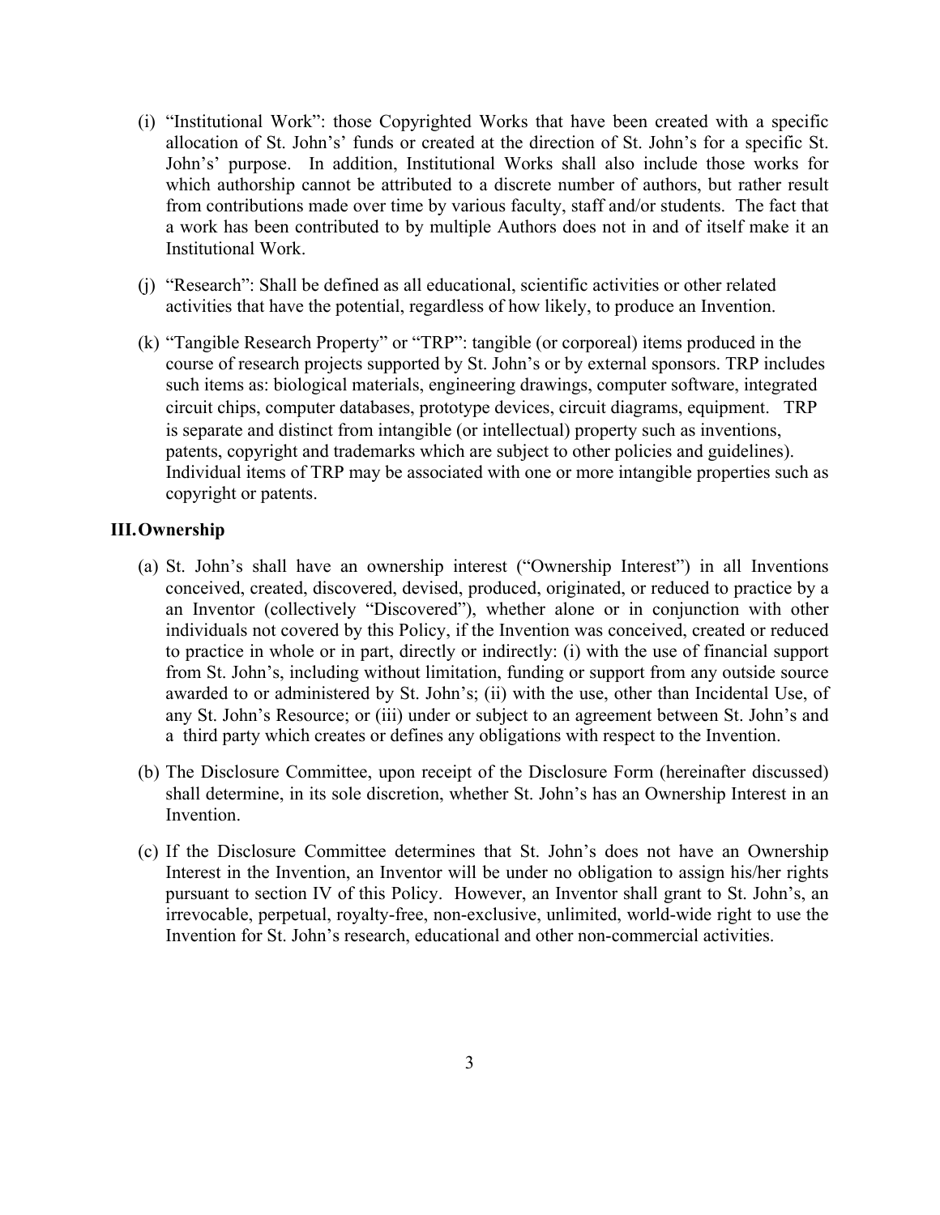(i) "Institutional Work": those Copyrighted Works that have been created with a specific allocation of St. John's' funds or created at the direction of St. John's for a specific St. John's' purpose. In addition, Institutional Works shall also include those works for which authorship cannot be attributed to a discrete number of authors, but rather result from contributions made over time by various faculty, staff and/or students. The fact that a work has been contributed to by multiple Authors does not in and of itself make it an Institutional Work.

(j) "Research": Shall be defined as all educational, scientific activities or other related activities that have the potential, regardless of how likely, to produce an Invention.

(k) "Tangible Research Property" or "TRP": tangible (or corporeal) items produced in the course of research projects supported by St. John's or by external sponsors. TRP includes such items as: biological materials, engineering drawings, computer software, integrated circuit chips, computer databases, prototype devices, circuit diagrams, equipment. TRP is separate and distinct from intangible (or intellectual) property such as inventions, patents, copyright and trademarks which are subject to other policies and guidelines). Individual items of TRP may be associated with one or more intangible properties such as copyright or patents.

## III. Ownership

(a) St. John's shall have an ownership interest ("Ownership Interest") in all Inventions conceived, created, discovered, devised, produced, originated, or reduced to practice by a an Inventor (collectively "Discovered"), whether alone or in conjunction with other individuals not covered by this Policy, if the Invention was conceived, created or reduced to practice in whole or in part, directly or indirectly: (i) with the use of financial support from St. John's, including without limitation, funding or support from any outside source awarded to or administered by St. John's; (ii) with the use, other than Incidental Use, of any St. John's Resource; or (iii) under or subject to an agreement between St. John's and a third party which creates or defines any obligations with respect to the Invention.

(b) The Disclosure Committee, upon receipt of the Disclosure Form (hereinafter discussed) shall determine, in its sole discretion, whether St. John's has an Ownership Interest in an Invention.

(c) If the Disclosure Committee determines that St. John's does not have an Ownership Interest in the Invention, an Inventor will be under no obligation to assign his/her rights pursuant to section IV of this Policy. However, an Inventor shall grant to St. John's, an irrevocable, perpetual, royalty-free, non-exclusive, unlimited, world-wide right to use the Invention for St. John's research, educational and other non-commercial activities.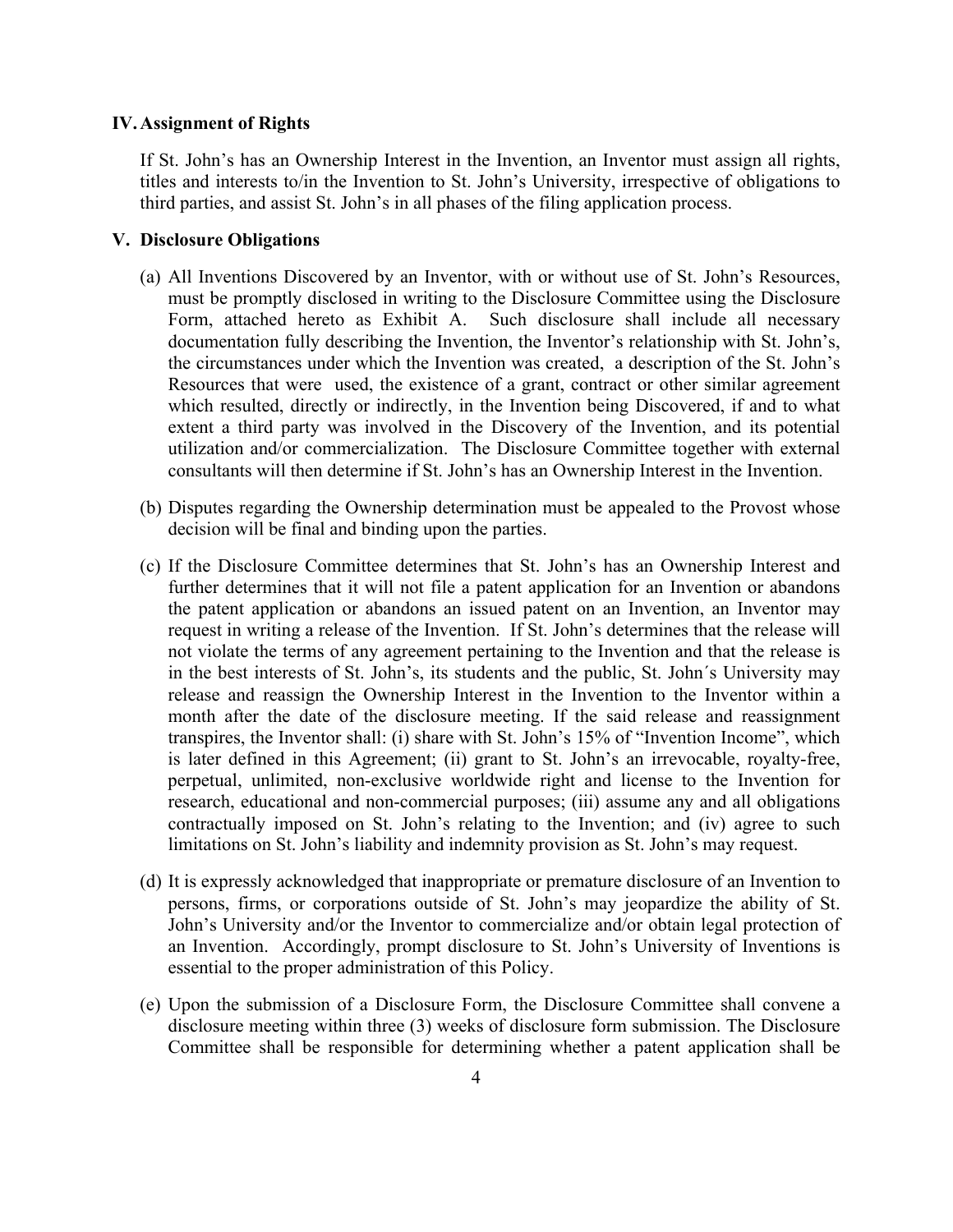## IV. Assignment of Rights

If St. John's has an Ownership Interest in the Invention, an Inventor must assign all rights, titles and interests to/in the Invention to St. John's University, irrespective of obligations to third parties, and assist St. John's in all phases of the filing application process.

## V. Disclosure Obligations

(a) All Inventions Discovered by an Inventor, with or without use of St. John's Resources, must be promptly disclosed in writing to the Disclosure Committee using the Disclosure Form, attached hereto as Exhibit A. Such disclosure shall include all necessary documentation fully describing the Invention, the Inventor's relationship with St. John's, the circumstances under which the Invention was created, a description of the St. John's Resources that were used, the existence of a grant, contract or other similar agreement which resulted, directly or indirectly, in the Invention being Discovered, if and to what extent a third party was involved in the Discovery of the Invention, and its potential utilization and/or commercialization. The Disclosure Committee together with external consultants will then determine if St. John's has an Ownership Interest in the Invention.

(b) Disputes regarding the Ownership determination must be appealed to the Provost whose decision will be final and binding upon the parties.

(c) If the Disclosure Committee determines that St. John's has an Ownership Interest and further determines that it will not file a patent application for an Invention or abandons the patent application or abandons an issued patent on an Invention, an Inventor may request in writing a release of the Invention. If St. John's determines that the release will not violate the terms of any agreement pertaining to the Invention and that the release is in the best interests of St. John's, its students and the public, St. John´s University may release and reassign the Ownership Interest in the Invention to the Inventor within a month after the date of the disclosure meeting. If the said release and reassignment transpires, the Inventor shall: (i) share with St. John's 15% of "Invention Income", which is later defined in this Agreement; (ii) grant to St. John's an irrevocable, royalty-free, perpetual, unlimited, non-exclusive worldwide right and license to the Invention for research, educational and non-commercial purposes; (iii) assume any and all obligations contractually imposed on St. John's relating to the Invention; and (iv) agree to such limitations on St. John's liability and indemnity provision as St. John's may request.

(d) It is expressly acknowledged that inappropriate or premature disclosure of an Invention to persons, firms, or corporations outside of St. John's may jeopardize the ability of St. John's University and/or the Inventor to commercialize and/or obtain legal protection of an Invention. Accordingly, prompt disclosure to St. John's University of Inventions is essential to the proper administration of this Policy.

(e) Upon the submission of a Disclosure Form, the Disclosure Committee shall convene a disclosure meeting within three (3) weeks of disclosure form submission. The Disclosure Committee shall be responsible for determining whether a patent application shall be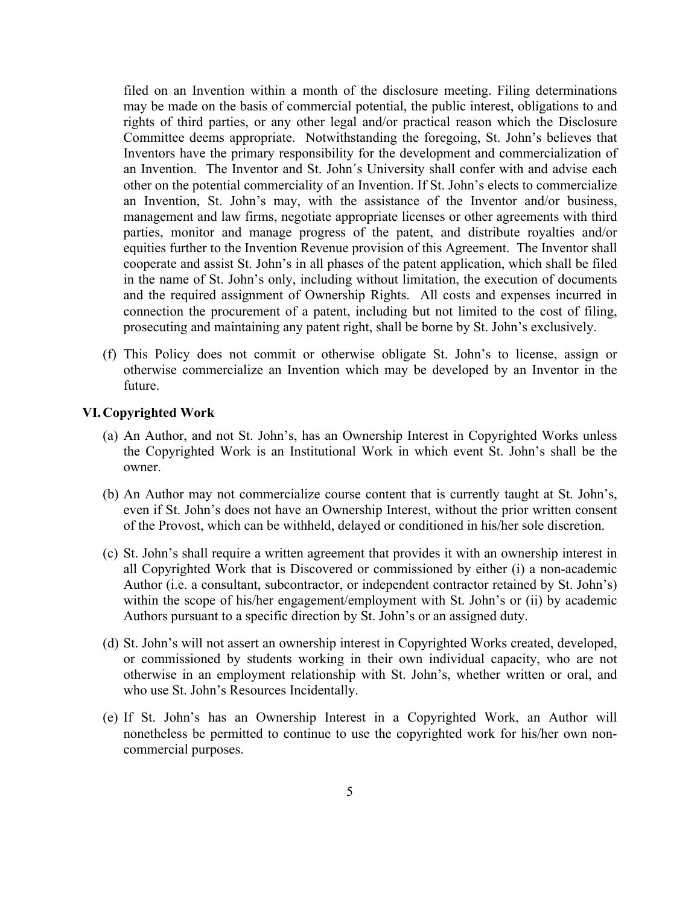filed on an Invention within a month of the disclosure meeting. Filing determinations may be made on the basis of commercial potential, the public interest, obligations to and rights of third parties, or any other legal and/or practical reason which the Disclosure Committee deems appropriate. Notwithstanding the foregoing, St. John's believes that Inventors have the primary responsibility for the development and commercialization of an Invention. The Inventor and St. John´s University shall confer with and advise each other on the potential commerciality of an Invention. If St. John's elects to commercialize an Invention, St. John's may, with the assistance of the Inventor and/or business, management and law firms, negotiate appropriate licenses or other agreements with third parties, monitor and manage progress of the patent, and distribute royalties and/or equities further to the Invention Revenue provision of this Agreement. The Inventor shall cooperate and assist St. John's in all phases of the patent application, which shall be filed in the name of St. John's only, including without limitation, the execution of documents and the required assignment of Ownership Rights. All costs and expenses incurred in connection the procurement of a patent, including but not limited to the cost of filing, prosecuting and maintaining any patent right, shall be borne by St. John's exclusively.

(f) This Policy does not commit or otherwise obligate St. John's to license, assign or otherwise commercialize an Invention which may be developed by an Inventor in the future.

## VI. Copyrighted Work

(a) An Author, and not St. John's, has an Ownership Interest in Copyrighted Works unless the Copyrighted Work is an Institutional Work in which event St. John's shall be the owner.

(b) An Author may not commercialize course content that is currently taught at St. John's, even if St. John's does not have an Ownership Interest, without the prior written consent of the Provost, which can be withheld, delayed or conditioned in his/her sole discretion.

(c) St. John's shall require a written agreement that provides it with an ownership interest in all Copyrighted Work that is Discovered or commissioned by either (i) a non-academic Author (i.e. a consultant, subcontractor, or independent contractor retained by St. John's) within the scope of his/her engagement/employment with St. John's or (ii) by academic Authors pursuant to a specific direction by St. John's or an assigned duty.

(d) St. John's will not assert an ownership interest in Copyrighted Works created, developed, or commissioned by students working in their own individual capacity, who are not otherwise in an employment relationship with St. John's, whether written or oral, and who use St. John's Resources Incidentally.

(e) If St. John's has an Ownership Interest in a Copyrighted Work, an Author will nonetheless be permitted to continue to use the copyrighted work for his/her own non-commercial purposes.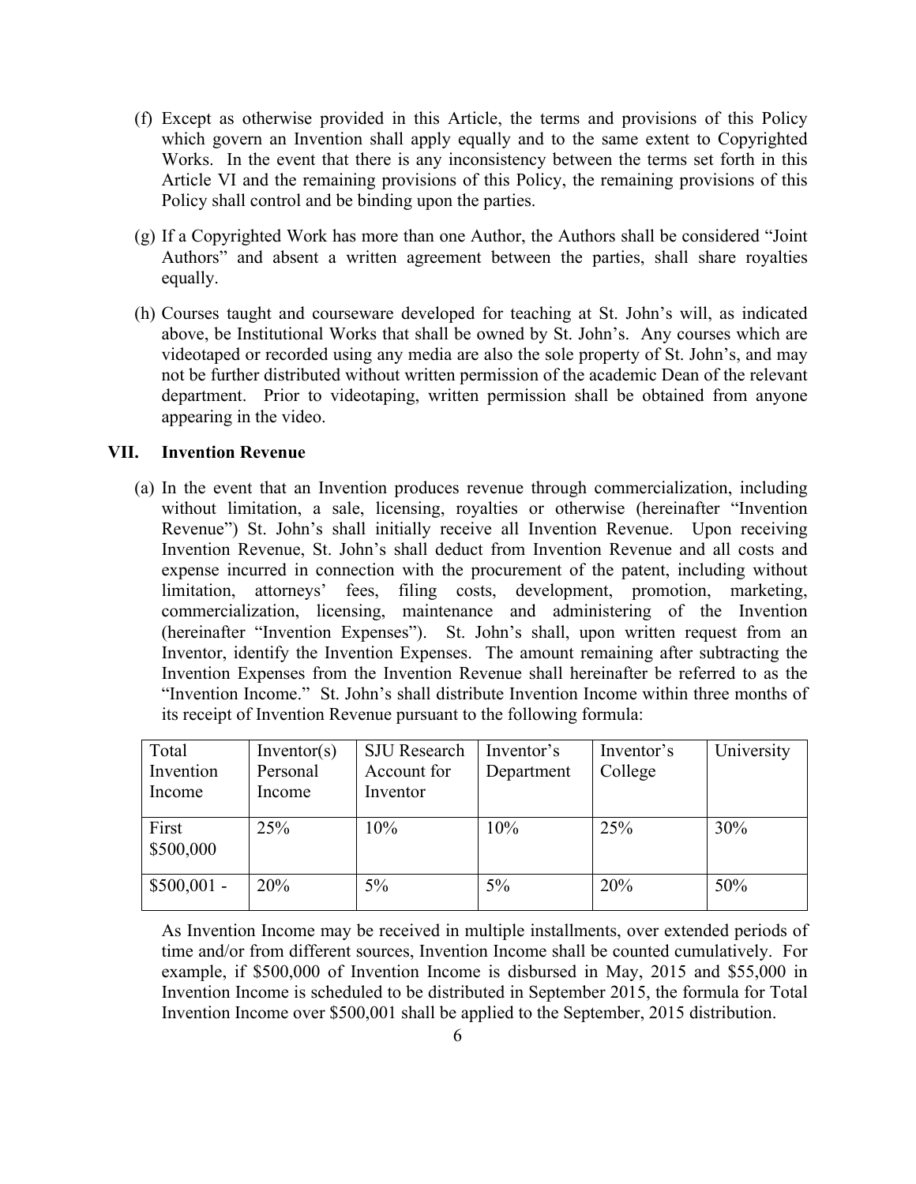(f) Except as otherwise provided in this Article, the terms and provisions of this Policy which govern an Invention shall apply equally and to the same extent to Copyrighted Works. In the event that there is any inconsistency between the terms set forth in this Article VI and the remaining provisions of this Policy, the remaining provisions of this Policy shall control and be binding upon the parties.

(g) If a Copyrighted Work has more than one Author, the Authors shall be considered "Joint Authors" and absent a written agreement between the parties, shall share royalties equally.

(h) Courses taught and courseware developed for teaching at St. John's will, as indicated above, be Institutional Works that shall be owned by St. John's. Any courses which are videotaped or recorded using any media are also the sole property of St. John's, and may not be further distributed without written permission of the academic Dean of the relevant department. Prior to videotaping, written permission shall be obtained from anyone appearing in the video.

## VII. Invention Revenue

(a) In the event that an Invention produces revenue through commercialization, including without limitation, a sale, licensing, royalties or otherwise (hereinafter "Invention Revenue") St. John's shall initially receive all Invention Revenue. Upon receiving Invention Revenue, St. John's shall deduct from Invention Revenue and all costs and expense incurred in connection with the procurement of the patent, including without limitation, attorneys' fees, filing costs, development, promotion, marketing, commercialization, licensing, maintenance and administering of the Invention (hereinafter "Invention Expenses"). St. John's shall, upon written request from an Inventor, identify the Invention Expenses. The amount remaining after subtracting the Invention Expenses from the Invention Revenue shall hereinafter be referred to as the "Invention Income." St. John's shall distribute Invention Income within three months of its receipt of Invention Revenue pursuant to the following formula:

| Total Invention Income | Inventor(s) Personal Income | SJU Research Account for Inventor | Inventor's Department | Inventor's College | University |
|---|---|---|---|---|---|
| First $500,000 | 25% | 10% | 10% | 25% | 30% |
| $500,001 - | 20% | 5% | 5% | 20% | 50% |

As Invention Income may be received in multiple installments, over extended periods of time and/or from different sources, Invention Income shall be counted cumulatively. For example, if $500,000 of Invention Income is disbursed in May, 2015 and $55,000 in Invention Income is scheduled to be distributed in September 2015, the formula for Total Invention Income over $500,001 shall be applied to the September, 2015 distribution.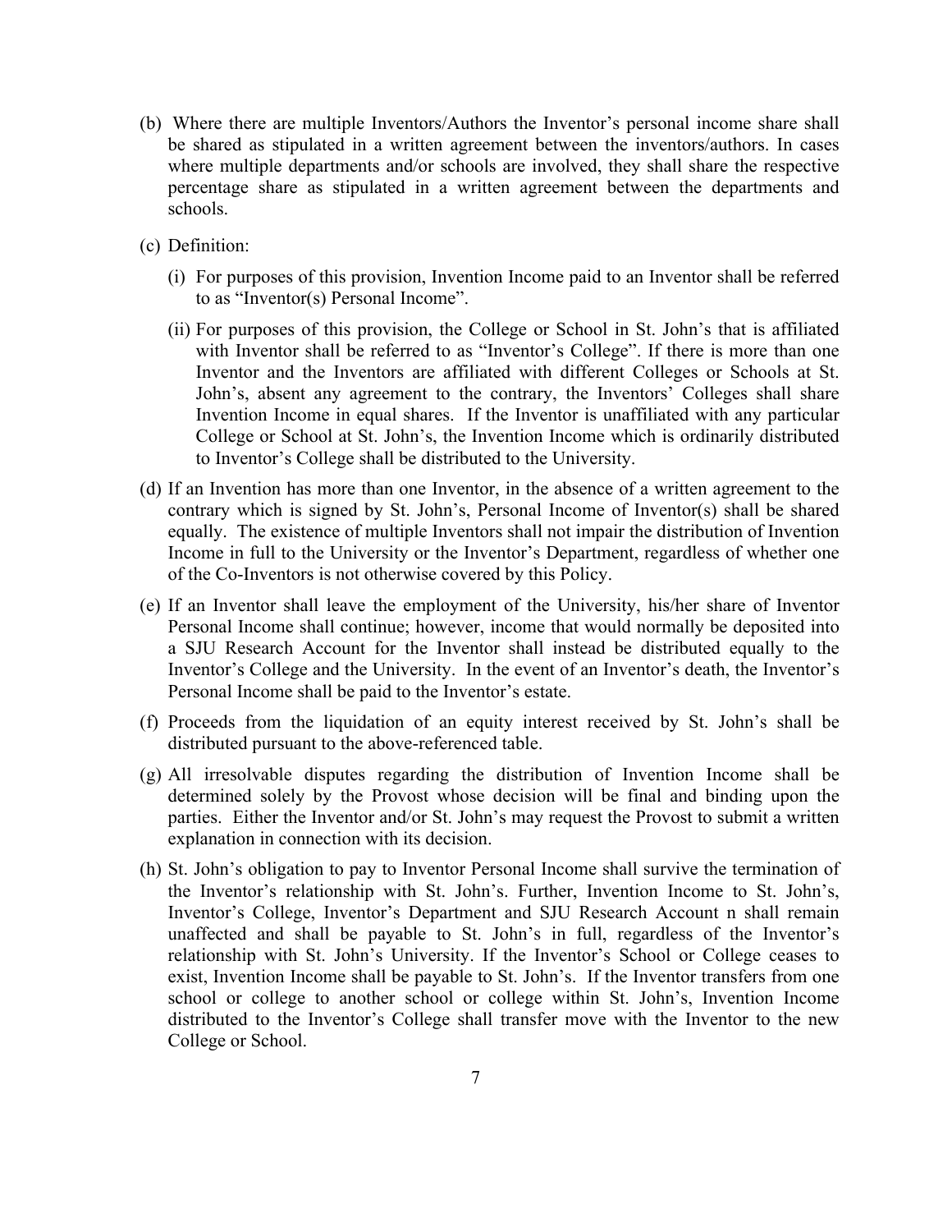(b) Where there are multiple Inventors/Authors the Inventor's personal income share shall be shared as stipulated in a written agreement between the inventors/authors. In cases where multiple departments and/or schools are involved, they shall share the respective percentage share as stipulated in a written agreement between the departments and schools.

(c) Definition:

   (i) For purposes of this provision, Invention Income paid to an Inventor shall be referred to as "Inventor(s) Personal Income".

   (ii) For purposes of this provision, the College or School in St. John's that is affiliated with Inventor shall be referred to as "Inventor's College". If there is more than one Inventor and the Inventors are affiliated with different Colleges or Schools at St. John's, absent any agreement to the contrary, the Inventors' Colleges shall share Invention Income in equal shares. If the Inventor is unaffiliated with any particular College or School at St. John's, the Invention Income which is ordinarily distributed to Inventor's College shall be distributed to the University.

(d) If an Invention has more than one Inventor, in the absence of a written agreement to the contrary which is signed by St. John's, Personal Income of Inventor(s) shall be shared equally. The existence of multiple Inventors shall not impair the distribution of Invention Income in full to the University or the Inventor's Department, regardless of whether one of the Co-Inventors is not otherwise covered by this Policy.

(e) If an Inventor shall leave the employment of the University, his/her share of Inventor Personal Income shall continue; however, income that would normally be deposited into a SJU Research Account for the Inventor shall instead be distributed equally to the Inventor's College and the University. In the event of an Inventor's death, the Inventor's Personal Income shall be paid to the Inventor's estate.

(f) Proceeds from the liquidation of an equity interest received by St. John's shall be distributed pursuant to the above-referenced table.

(g) All irresolvable disputes regarding the distribution of Invention Income shall be determined solely by the Provost whose decision will be final and binding upon the parties. Either the Inventor and/or St. John's may request the Provost to submit a written explanation in connection with its decision.

(h) St. John's obligation to pay to Inventor Personal Income shall survive the termination of the Inventor's relationship with St. John's. Further, Invention Income to St. John's, Inventor's College, Inventor's Department and SJU Research Account n shall remain unaffected and shall be payable to St. John's in full, regardless of the Inventor's relationship with St. John's University. If the Inventor's School or College ceases to exist, Invention Income shall be payable to St. John's. If the Inventor transfers from one school or college to another school or college within St. John's, Invention Income distributed to the Inventor's College shall transfer move with the Inventor to the new College or School.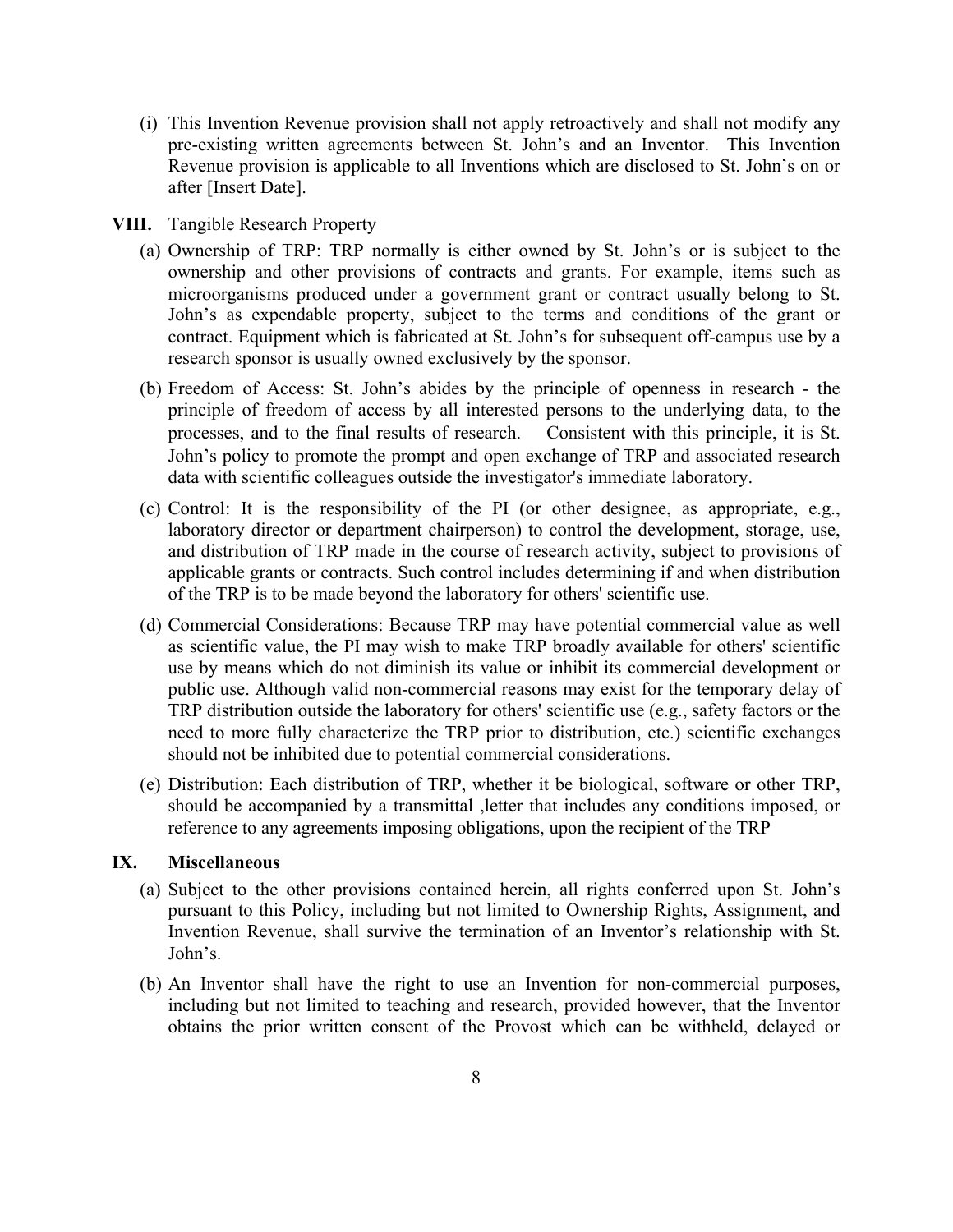(i) This Invention Revenue provision shall not apply retroactively and shall not modify any pre-existing written agreements between St. John's and an Inventor. This Invention Revenue provision is applicable to all Inventions which are disclosed to St. John's on or after [Insert Date].

## VIII. Tangible Research Property

(a) Ownership of TRP: TRP normally is either owned by St. John's or is subject to the ownership and other provisions of contracts and grants. For example, items such as microorganisms produced under a government grant or contract usually belong to St. John's as expendable property, subject to the terms and conditions of the grant or contract. Equipment which is fabricated at St. John's for subsequent off-campus use by a research sponsor is usually owned exclusively by the sponsor.

(b) Freedom of Access: St. John's abides by the principle of openness in research - the principle of freedom of access by all interested persons to the underlying data, to the processes, and to the final results of research. Consistent with this principle, it is St. John's policy to promote the prompt and open exchange of TRP and associated research data with scientific colleagues outside the investigator's immediate laboratory.

(c) Control: It is the responsibility of the PI (or other designee, as appropriate, e.g., laboratory director or department chairperson) to control the development, storage, use, and distribution of TRP made in the course of research activity, subject to provisions of applicable grants or contracts. Such control includes determining if and when distribution of the TRP is to be made beyond the laboratory for others' scientific use.

(d) Commercial Considerations: Because TRP may have potential commercial value as well as scientific value, the PI may wish to make TRP broadly available for others' scientific use by means which do not diminish its value or inhibit its commercial development or public use. Although valid non-commercial reasons may exist for the temporary delay of TRP distribution outside the laboratory for others' scientific use (e.g., safety factors or the need to more fully characterize the TRP prior to distribution, etc.) scientific exchanges should not be inhibited due to potential commercial considerations.

(e) Distribution: Each distribution of TRP, whether it be biological, software or other TRP, should be accompanied by a transmittal ,letter that includes any conditions imposed, or reference to any agreements imposing obligations, upon the recipient of the TRP

## IX. Miscellaneous

(a) Subject to the other provisions contained herein, all rights conferred upon St. John's pursuant to this Policy, including but not limited to Ownership Rights, Assignment, and Invention Revenue, shall survive the termination of an Inventor's relationship with St. John's.

(b) An Inventor shall have the right to use an Invention for non-commercial purposes, including but not limited to teaching and research, provided however, that the Inventor obtains the prior written consent of the Provost which can be withheld, delayed or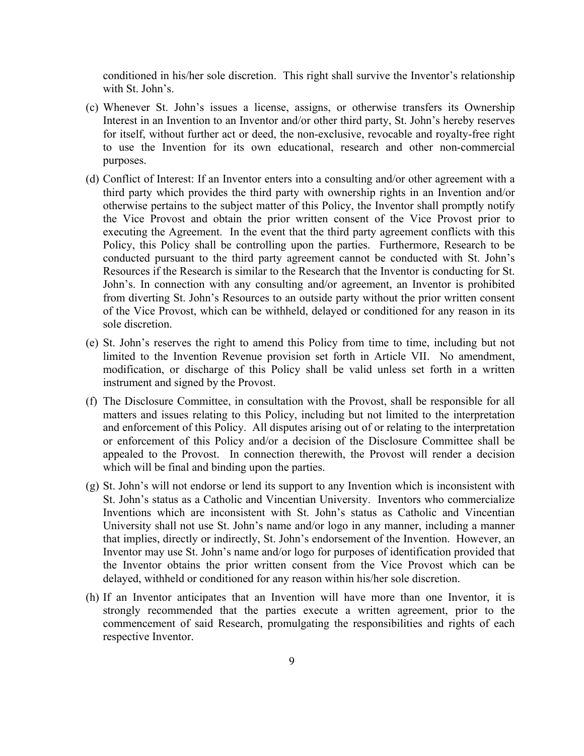conditioned in his/her sole discretion. This right shall survive the Inventor's relationship with St. John's.

(c) Whenever St. John's issues a license, assigns, or otherwise transfers its Ownership Interest in an Invention to an Inventor and/or other third party, St. John's hereby reserves for itself, without further act or deed, the non-exclusive, revocable and royalty-free right to use the Invention for its own educational, research and other non-commercial purposes.

(d) Conflict of Interest: If an Inventor enters into a consulting and/or other agreement with a third party which provides the third party with ownership rights in an Invention and/or otherwise pertains to the subject matter of this Policy, the Inventor shall promptly notify the Vice Provost and obtain the prior written consent of the Vice Provost prior to executing the Agreement. In the event that the third party agreement conflicts with this Policy, this Policy shall be controlling upon the parties. Furthermore, Research to be conducted pursuant to the third party agreement cannot be conducted with St. John's Resources if the Research is similar to the Research that the Inventor is conducting for St. John's. In connection with any consulting and/or agreement, an Inventor is prohibited from diverting St. John's Resources to an outside party without the prior written consent of the Vice Provost, which can be withheld, delayed or conditioned for any reason in its sole discretion.

(e) St. John's reserves the right to amend this Policy from time to time, including but not limited to the Invention Revenue provision set forth in Article VII. No amendment, modification, or discharge of this Policy shall be valid unless set forth in a written instrument and signed by the Provost.

(f) The Disclosure Committee, in consultation with the Provost, shall be responsible for all matters and issues relating to this Policy, including but not limited to the interpretation and enforcement of this Policy. All disputes arising out of or relating to the interpretation or enforcement of this Policy and/or a decision of the Disclosure Committee shall be appealed to the Provost. In connection therewith, the Provost will render a decision which will be final and binding upon the parties.

(g) St. John's will not endorse or lend its support to any Invention which is inconsistent with St. John's status as a Catholic and Vincentian University. Inventors who commercialize Inventions which are inconsistent with St. John's status as Catholic and Vincentian University shall not use St. John's name and/or logo in any manner, including a manner that implies, directly or indirectly, St. John's endorsement of the Invention. However, an Inventor may use St. John's name and/or logo for purposes of identification provided that the Inventor obtains the prior written consent from the Vice Provost which can be delayed, withheld or conditioned for any reason within his/her sole discretion.

(h) If an Inventor anticipates that an Invention will have more than one Inventor, it is strongly recommended that the parties execute a written agreement, prior to the commencement of said Research, promulgating the responsibilities and rights of each respective Inventor.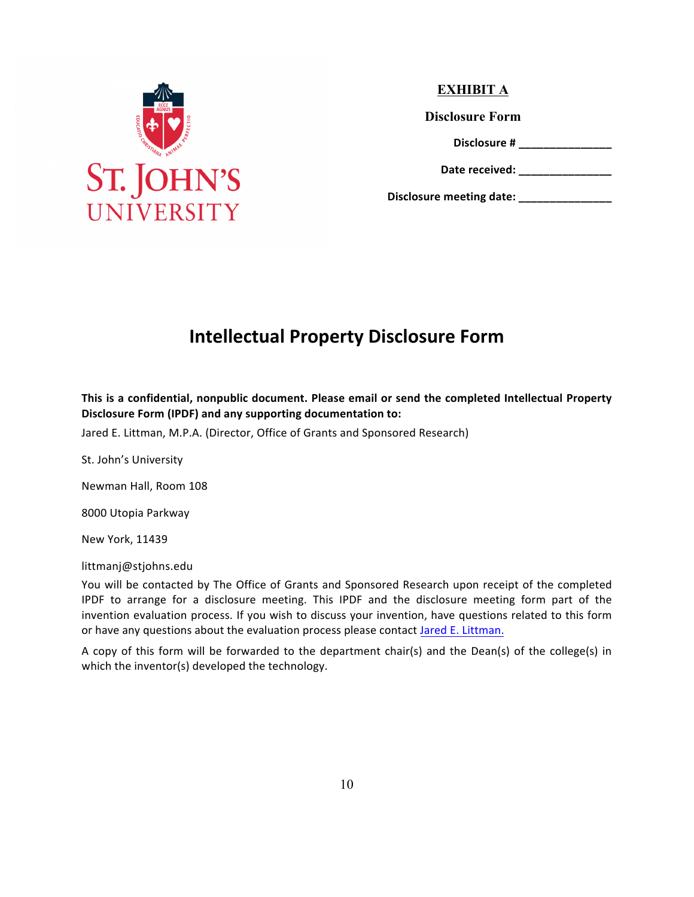**EXHIBIT A**

**Disclosure Form**

**Disclosure # _______________**

**Date received: _______________**

**Disclosure meeting date: _______________**

# Intellectual Property Disclosure Form

**This is a confidential, nonpublic document. Please email or send the completed Intellectual Property Disclosure Form (IPDF) and any supporting documentation to:**

Jared E. Littman, M.P.A. (Director, Office of Grants and Sponsored Research)

St. John's University

Newman Hall, Room 108

8000 Utopia Parkway

New York, 11439

littmanj@stjohns.edu

You will be contacted by The Office of Grants and Sponsored Research upon receipt of the completed IPDF to arrange for a disclosure meeting. This IPDF and the disclosure meeting form part of the invention evaluation process. If you wish to discuss your invention, have questions related to this form or have any questions about the evaluation process please contact Jared E. Littman.

A copy of this form will be forwarded to the department chair(s) and the Dean(s) of the college(s) in which the inventor(s) developed the technology.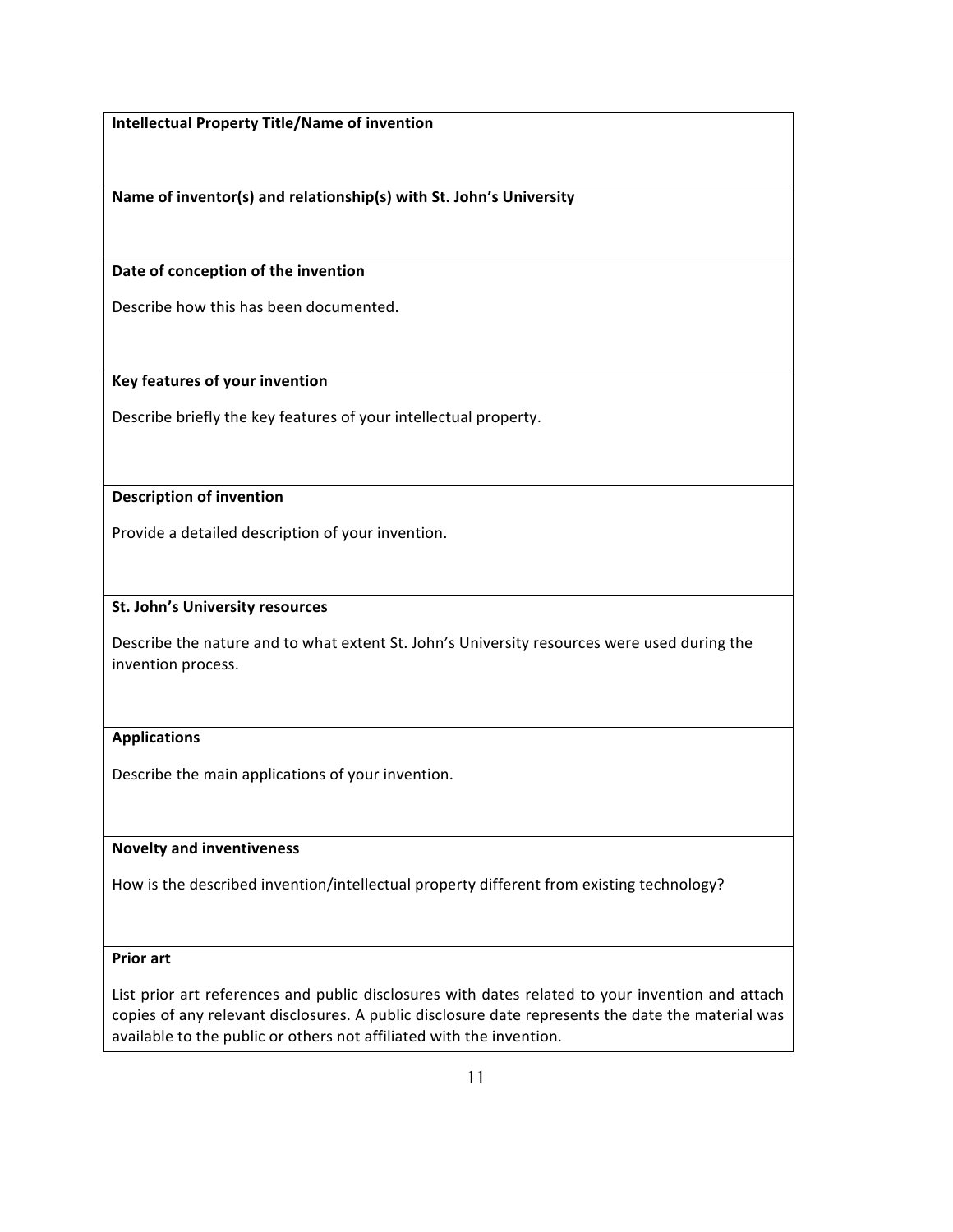**Intellectual Property Title/Name of invention**

**Name of inventor(s) and relationship(s) with St. John's University**

**Date of conception of the invention**

Describe how this has been documented.

**Key features of your invention**

Describe briefly the key features of your intellectual property.

**Description of invention**

Provide a detailed description of your invention.

**St. John's University resources**

Describe the nature and to what extent St. John's University resources were used during the invention process.

**Applications**

Describe the main applications of your invention.

**Novelty and inventiveness**

How is the described invention/intellectual property different from existing technology?

**Prior art**

List prior art references and public disclosures with dates related to your invention and attach copies of any relevant disclosures. A public disclosure date represents the date the material was available to the public or others not affiliated with the invention.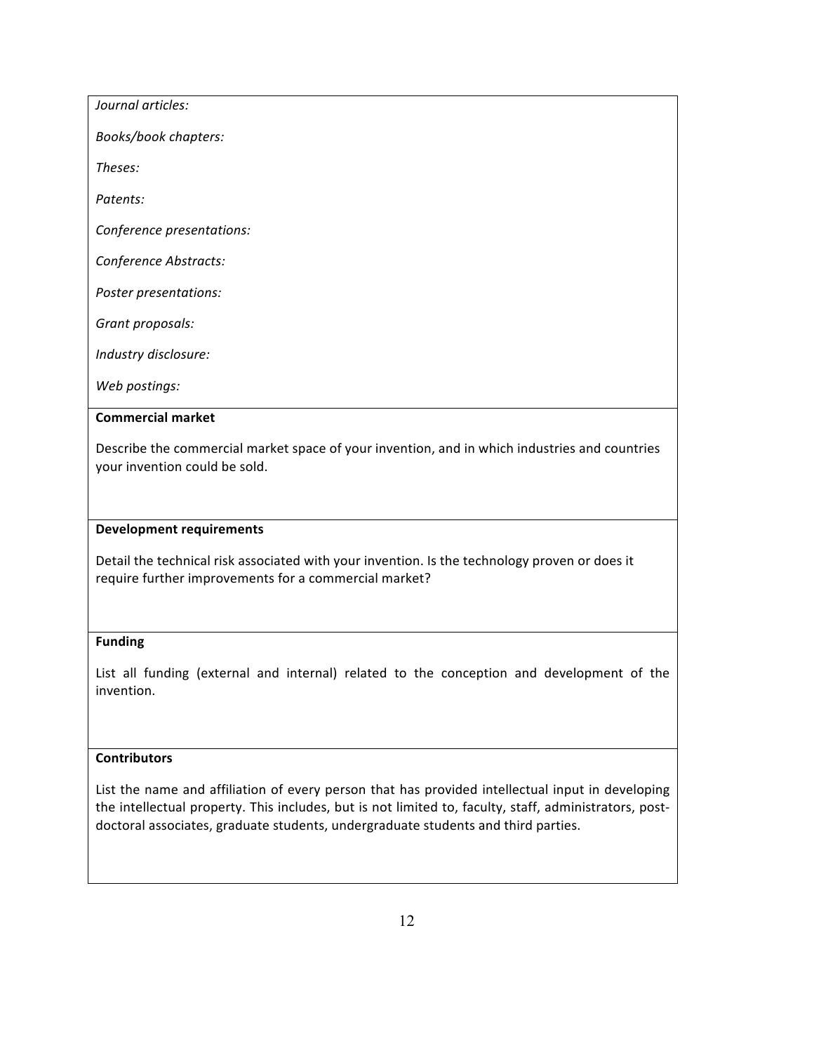*Journal articles:*

*Books/book chapters:*

*Theses:*

*Patents:*

*Conference presentations:*

*Conference Abstracts:*

*Poster presentations:*

*Grant proposals:*

*Industry disclosure:*

*Web postings:*

**Commercial market**

Describe the commercial market space of your invention, and in which industries and countries your invention could be sold.

**Development requirements**

Detail the technical risk associated with your invention. Is the technology proven or does it require further improvements for a commercial market?

**Funding**

List all funding (external and internal) related to the conception and development of the invention.

**Contributors**

List the name and affiliation of every person that has provided intellectual input in developing the intellectual property. This includes, but is not limited to, faculty, staff, administrators, post-doctoral associates, graduate students, undergraduate students and third parties.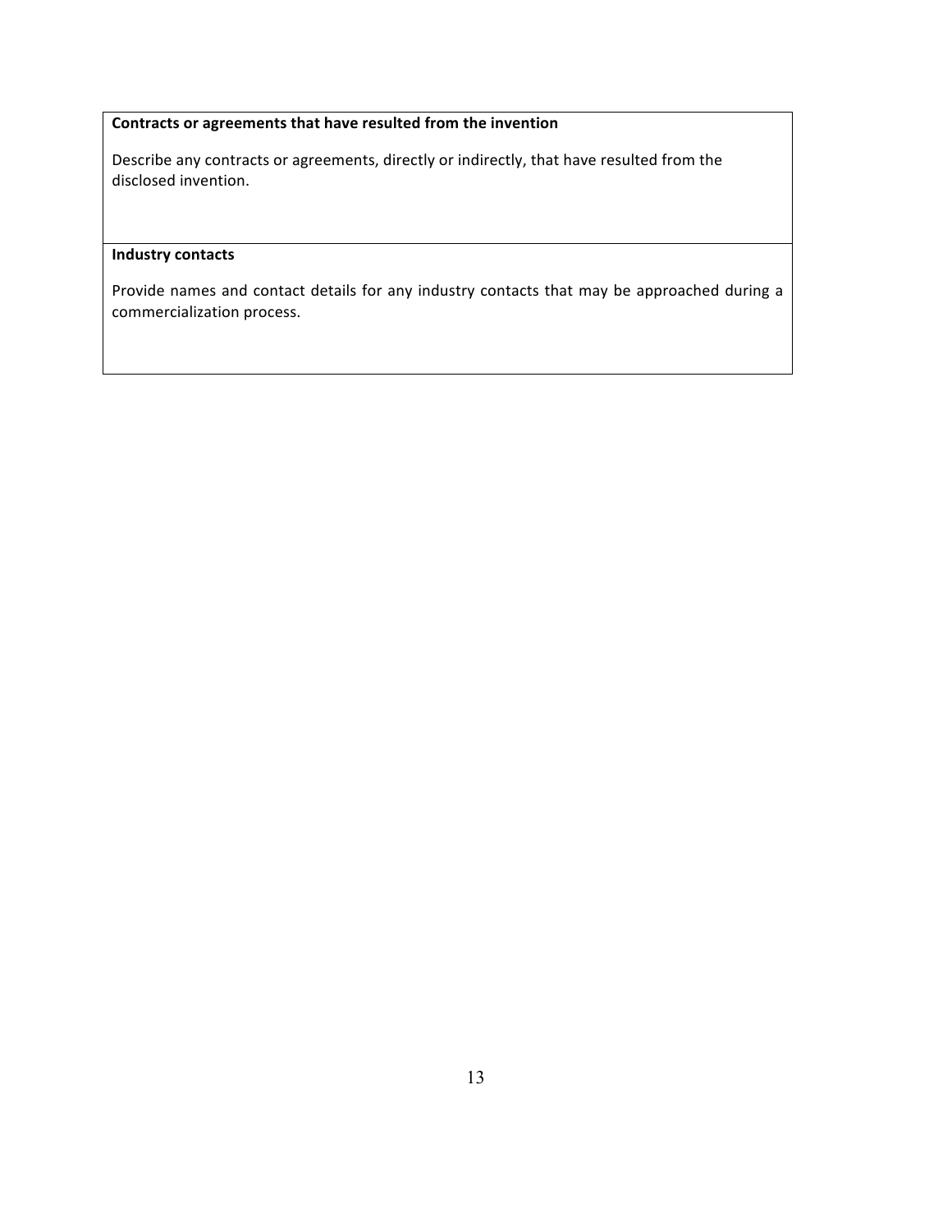**Contracts or agreements that have resulted from the invention**

Describe any contracts or agreements, directly or indirectly, that have resulted from the disclosed invention.

**Industry contacts**

Provide names and contact details for any industry contacts that may be approached during a commercialization process.